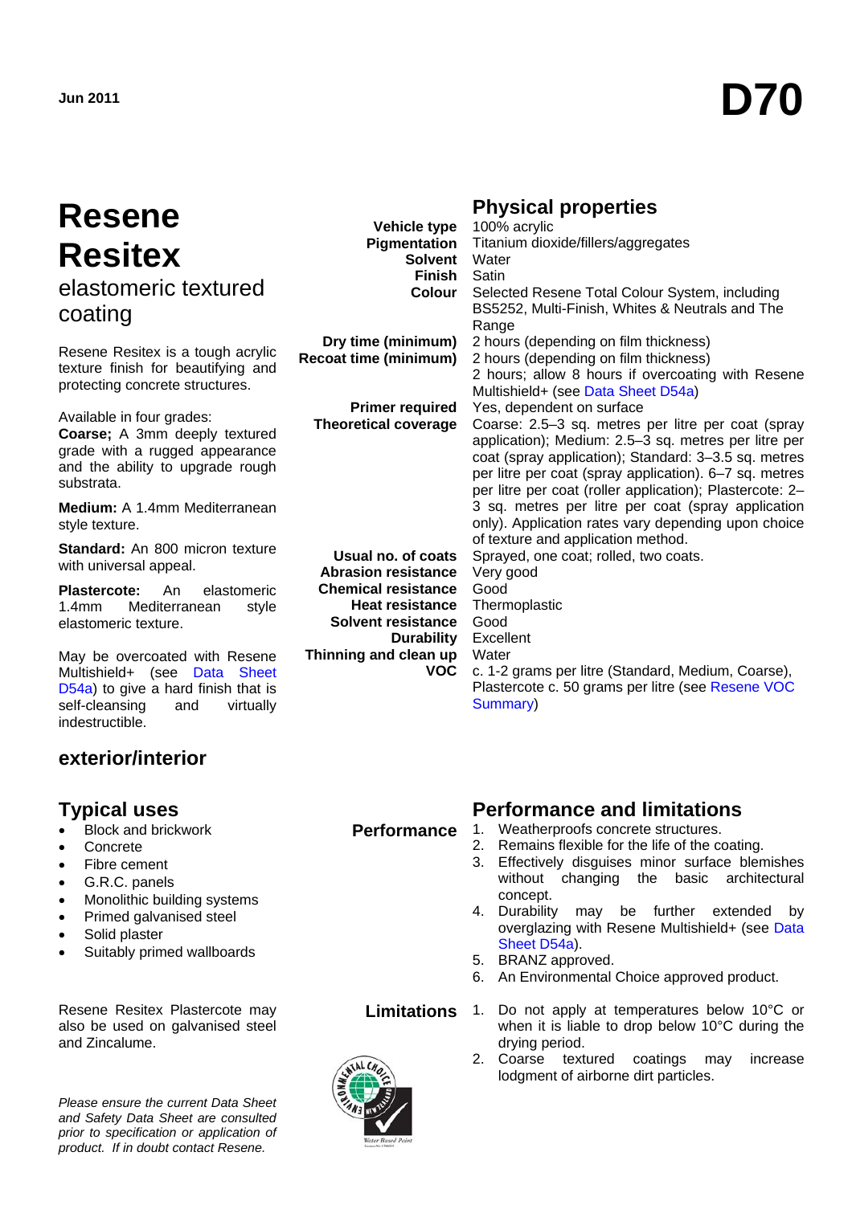Jun 2011

# D70

# Resene Resitex

## elastomeric textured coating

Resene Resitex is a tough acrylic texture finish for beautifying and protecting concrete structures.

Available in four grades:

**Coarse;** A 3mm deeply textured grade with a rugged appearance and the ability to upgrade rough substrata.

**Medium:** A 1.4mm Mediterranean style texture.

**Standard:** An 800 micron texture with universal appeal.

**Plastercote:** An elastomeric 1.4mm Mediterranean style elastomeric texture.

May be overcoated with Resene Multishield+ (see Data Sheet D54a) to give a hard finish that is self-cleansing and virtually indestructible.

### exterior/interior

## Physical properties

| | |
|---|---|
| **Vehicle type** | 100% acrylic |
| **Pigmentation** | Titanium dioxide/fillers/aggregates |
| **Solvent** | Water |
| **Finish** | Satin |
| **Colour** | Selected Resene Total Colour System, including BS5252, Multi-Finish, Whites & Neutrals and The Range |
| **Dry time (minimum)** | 2 hours (depending on film thickness) |
| **Recoat time (minimum)** | 2 hours (depending on film thickness) 2 hours; allow 8 hours if overcoating with Resene Multishield+ (see Data Sheet D54a) |
| **Primer required** | Yes, dependent on surface |
| **Theoretical coverage** | Coarse: 2.5–3 sq. metres per litre per coat (spray application); Medium: 2.5–3 sq. metres per litre per coat (spray application); Standard: 3–3.5 sq. metres per litre per coat (spray application). 6–7 sq. metres per litre per coat (roller application); Plastercote: 2–3 sq. metres per litre per coat (spray application only). Application rates vary depending upon choice of texture and application method. |
| **Usual no. of coats** | Sprayed, one coat; rolled, two coats. |
| **Abrasion resistance** | Very good |
| **Chemical resistance** | Good |
| **Heat resistance** | Thermoplastic |
| **Solvent resistance** | Good |
| **Durability** | Excellent |
| **Thinning and clean up** | Water |
| **VOC** | c. 1-2 grams per litre (Standard, Medium, Coarse), Plastercote c. 50 grams per litre (see Resene VOC Summary) |

## Typical uses

- Block and brickwork
- Concrete
- Fibre cement
- G.R.C. panels
- Monolithic building systems
- Primed galvanised steel
- Solid plaster
- Suitably primed wallboards

Resene Resitex Plastercote may also be used on galvanised steel and Zincalume.

*Please ensure the current Data Sheet and Safety Data Sheet are consulted prior to specification or application of product. If in doubt contact Resene.*

## Performance and limitations

**Performance**

1. Weatherproofs concrete structures.
2. Remains flexible for the life of the coating.
3. Effectively disguises minor surface blemishes without changing the basic architectural concept.
4. Durability may be further extended by overglazing with Resene Multishield+ (see Data Sheet D54a).
5. BRANZ approved.
6. An Environmental Choice approved product.

**Limitations**

1. Do not apply at temperatures below 10°C or when it is liable to drop below 10°C during the drying period.
2. Coarse textured coatings may increase lodgment of airborne dirt particles.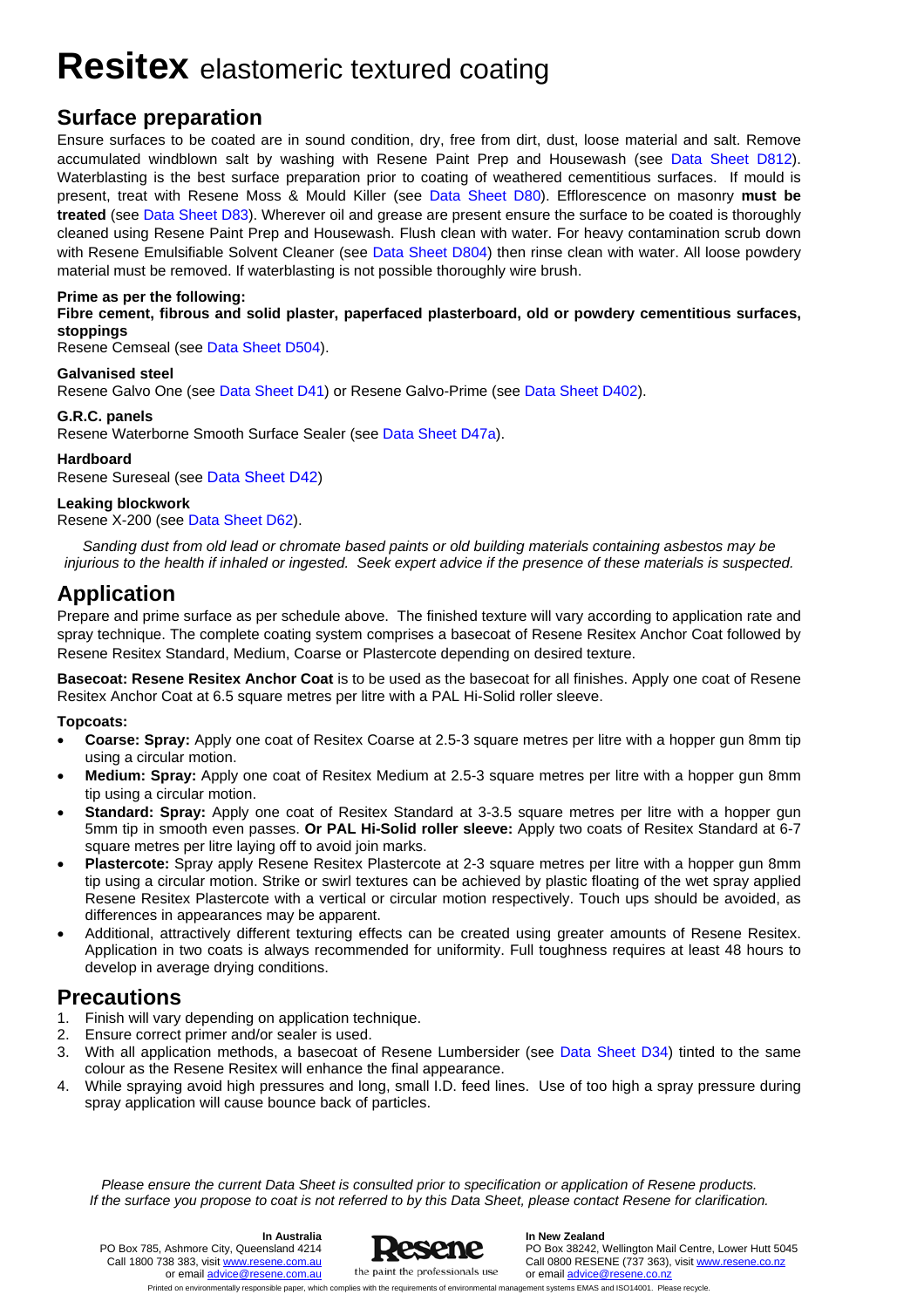# **Resitex** elastomeric textured coating

## Surface preparation

Ensure surfaces to be coated are in sound condition, dry, free from dirt, dust, loose material and salt. Remove accumulated windblown salt by washing with Resene Paint Prep and Housewash (see Data Sheet D812). Waterblasting is the best surface preparation prior to coating of weathered cementitious surfaces. If mould is present, treat with Resene Moss & Mould Killer (see Data Sheet D80). Efflorescence on masonry **must be treated** (see Data Sheet D83). Wherever oil and grease are present ensure the surface to be coated is thoroughly cleaned using Resene Paint Prep and Housewash. Flush clean with water. For heavy contamination scrub down with Resene Emulsifiable Solvent Cleaner (see Data Sheet D804) then rinse clean with water. All loose powdery material must be removed. If waterblasting is not possible thoroughly wire brush.

**Prime as per the following:**

**Fibre cement, fibrous and solid plaster, paperfaced plasterboard, old or powdery cementitious surfaces, stoppings**
Resene Cemseal (see Data Sheet D504).

**Galvanised steel**
Resene Galvo One (see Data Sheet D41) or Resene Galvo-Prime (see Data Sheet D402).

**G.R.C. panels**
Resene Waterborne Smooth Surface Sealer (see Data Sheet D47a).

**Hardboard**
Resene Sureseal (see Data Sheet D42)

**Leaking blockwork**
Resene X-200 (see Data Sheet D62).

*Sanding dust from old lead or chromate based paints or old building materials containing asbestos may be injurious to the health if inhaled or ingested. Seek expert advice if the presence of these materials is suspected.*

## Application

Prepare and prime surface as per schedule above. The finished texture will vary according to application rate and spray technique. The complete coating system comprises a basecoat of Resene Resitex Anchor Coat followed by Resene Resitex Standard, Medium, Coarse or Plastercote depending on desired texture.

**Basecoat: Resene Resitex Anchor Coat** is to be used as the basecoat for all finishes. Apply one coat of Resene Resitex Anchor Coat at 6.5 square metres per litre with a PAL Hi-Solid roller sleeve.

**Topcoats:**

- **Coarse: Spray:** Apply one coat of Resitex Coarse at 2.5-3 square metres per litre with a hopper gun 8mm tip using a circular motion.
- **Medium: Spray:** Apply one coat of Resitex Medium at 2.5-3 square metres per litre with a hopper gun 8mm tip using a circular motion.
- **Standard: Spray:** Apply one coat of Resitex Standard at 3-3.5 square metres per litre with a hopper gun 5mm tip in smooth even passes. **Or PAL Hi-Solid roller sleeve:** Apply two coats of Resitex Standard at 6-7 square metres per litre laying off to avoid join marks.
- **Plastercote:** Spray apply Resene Resitex Plastercote at 2-3 square metres per litre with a hopper gun 8mm tip using a circular motion. Strike or swirl textures can be achieved by plastic floating of the wet spray applied Resene Resitex Plastercote with a vertical or circular motion respectively. Touch ups should be avoided, as differences in appearances may be apparent.
- Additional, attractively different texturing effects can be created using greater amounts of Resene Resitex. Application in two coats is always recommended for uniformity. Full toughness requires at least 48 hours to develop in average drying conditions.

## Precautions

1. Finish will vary depending on application technique.
2. Ensure correct primer and/or sealer is used.
3. With all application methods, a basecoat of Resene Lumbersider (see Data Sheet D34) tinted to the same colour as the Resene Resitex will enhance the final appearance.
4. While spraying avoid high pressures and long, small I.D. feed lines. Use of too high a spray pressure during spray application will cause bounce back of particles.

*Please ensure the current Data Sheet is consulted prior to specification or application of Resene products. If the surface you propose to coat is not referred to by this Data Sheet, please contact Resene for clarification.*

**In Australia**
PO Box 785, Ashmore City, Queensland 4214
Call 1800 738 383, visit www.resene.com.au
or email advice@resene.com.au

Resene
the paint the professionals use

**In New Zealand**
PO Box 38242, Wellington Mail Centre, Lower Hutt 5045
Call 0800 RESENE (737 363), visit www.resene.co.nz
or email advice@resene.co.nz

Printed on environmentally responsible paper, which complies with the requirements of environmental management systems EMAS and ISO14001. Please recycle.